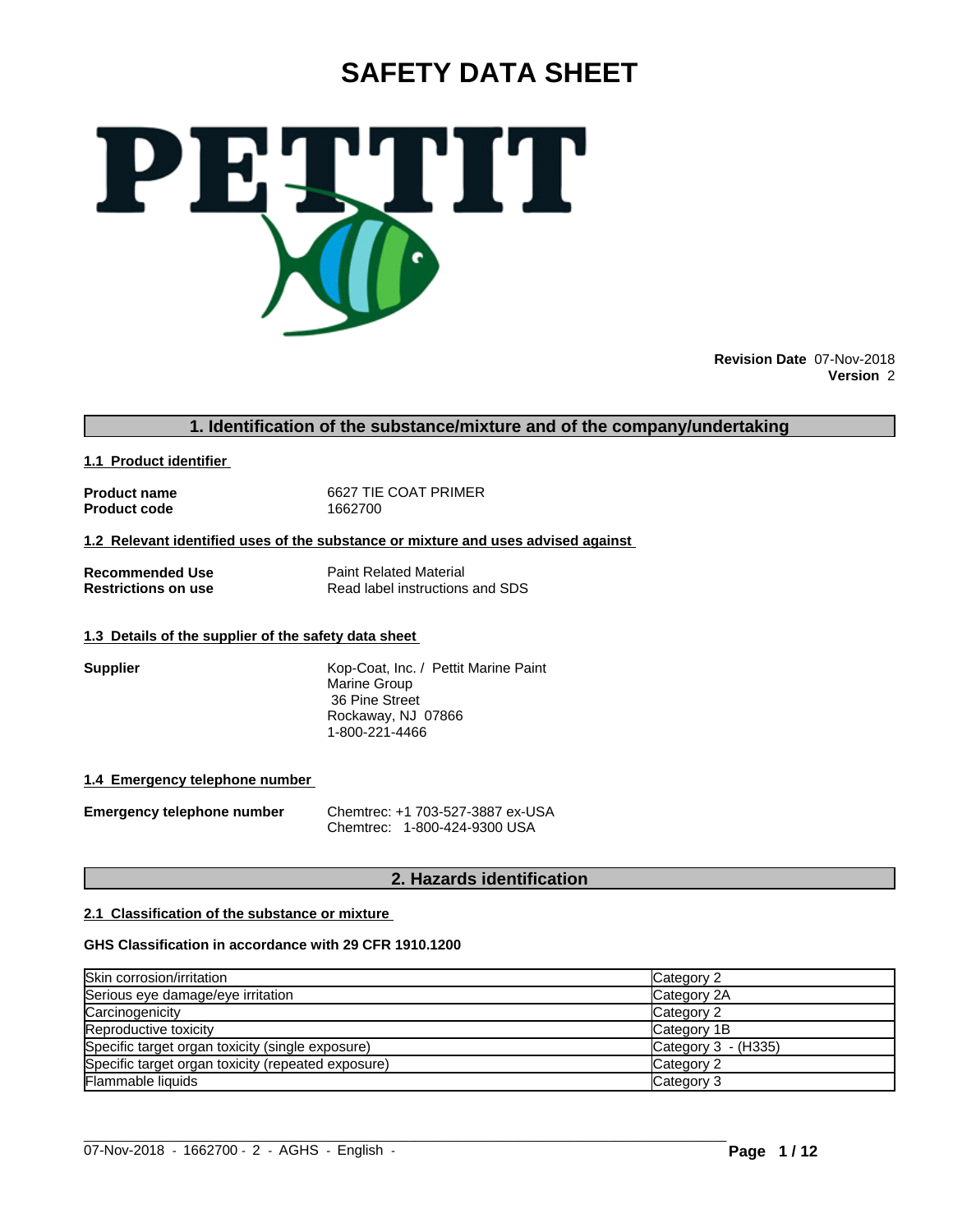# SAFETY DATA SHEET

**Revision Date** 07-Nov-2018
**Version** 2

## 1. Identification of the substance/mixture and of the company/undertaking

### 1.1 Product identifier

**Product name** 6627 TIE COAT PRIMER
**Product code** 1662700

### 1.2 Relevant identified uses of the substance or mixture and uses advised against

**Recommended Use** Paint Related Material
**Restrictions on use** Read label instructions and SDS

### 1.3 Details of the supplier of the safety data sheet

**Supplier**
Kop-Coat, Inc. / Pettit Marine Paint
Marine Group
36 Pine Street
Rockaway, NJ 07866
1-800-221-4466

### 1.4 Emergency telephone number

**Emergency telephone number**
Chemtrec: +1 703-527-3887 ex-USA
Chemtrec: 1-800-424-9300 USA

## 2. Hazards identification

### 2.1 Classification of the substance or mixture

**GHS Classification in accordance with 29 CFR 1910.1200**

| | |
|---|---|
| Skin corrosion/irritation | Category 2 |
| Serious eye damage/eye irritation | Category 2A |
| Carcinogenicity | Category 2 |
| Reproductive toxicity | Category 1B |
| Specific target organ toxicity (single exposure) | Category 3 - (H335) |
| Specific target organ toxicity (repeated exposure) | Category 2 |
| Flammable liquids | Category 3 |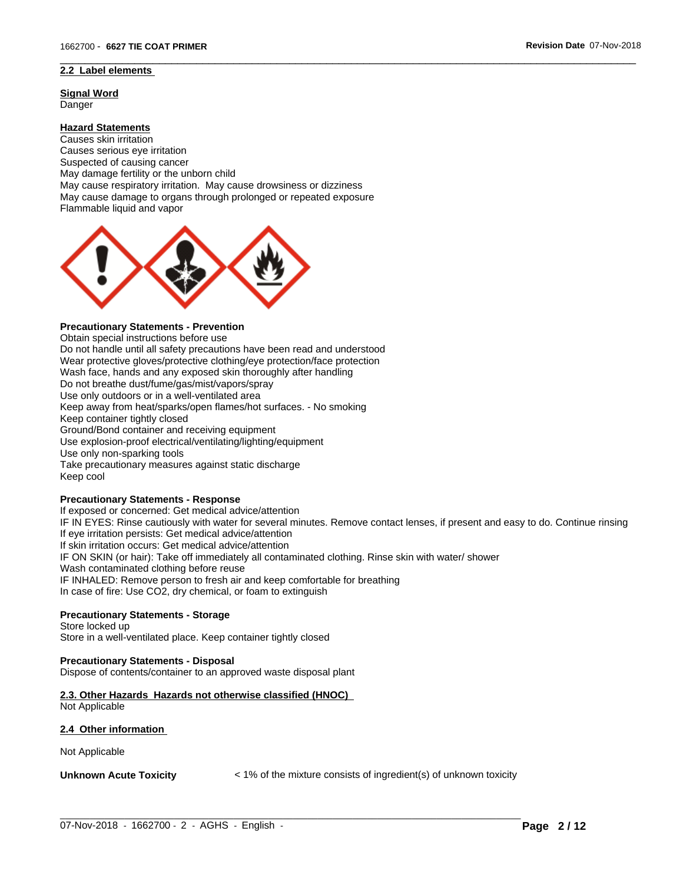## 2.2 Label elements

**Signal Word**
Danger

**Hazard Statements**
Causes skin irritation
Causes serious eye irritation
Suspected of causing cancer
May damage fertility or the unborn child
May cause respiratory irritation.  May cause drowsiness or dizziness
May cause damage to organs through prolonged or repeated exposure
Flammable liquid and vapor

**Precautionary Statements - Prevention**
Obtain special instructions before use
Do not handle until all safety precautions have been read and understood
Wear protective gloves/protective clothing/eye protection/face protection
Wash face, hands and any exposed skin thoroughly after handling
Do not breathe dust/fume/gas/mist/vapors/spray
Use only outdoors or in a well-ventilated area
Keep away from heat/sparks/open flames/hot surfaces. - No smoking
Keep container tightly closed
Ground/Bond container and receiving equipment
Use explosion-proof electrical/ventilating/lighting/equipment
Use only non-sparking tools
Take precautionary measures against static discharge
Keep cool

**Precautionary Statements - Response**
If exposed or concerned: Get medical advice/attention
IF IN EYES: Rinse cautiously with water for several minutes. Remove contact lenses, if present and easy to do. Continue rinsing
If eye irritation persists: Get medical advice/attention
If skin irritation occurs: Get medical advice/attention
IF ON SKIN (or hair): Take off immediately all contaminated clothing. Rinse skin with water/ shower
Wash contaminated clothing before reuse
IF INHALED: Remove person to fresh air and keep comfortable for breathing
In case of fire: Use $CO_2$, dry chemical, or foam to extinguish

**Precautionary Statements - Storage**
Store locked up
Store in a well-ventilated place. Keep container tightly closed

**Precautionary Statements - Disposal**
Dispose of contents/container to an approved waste disposal plant

## 2.3. Other Hazards  Hazards not otherwise classified (HNOC)

Not Applicable

## 2.4 Other information

Not Applicable

**Unknown Acute Toxicity** < 1% of the mixture consists of ingredient(s) of unknown toxicity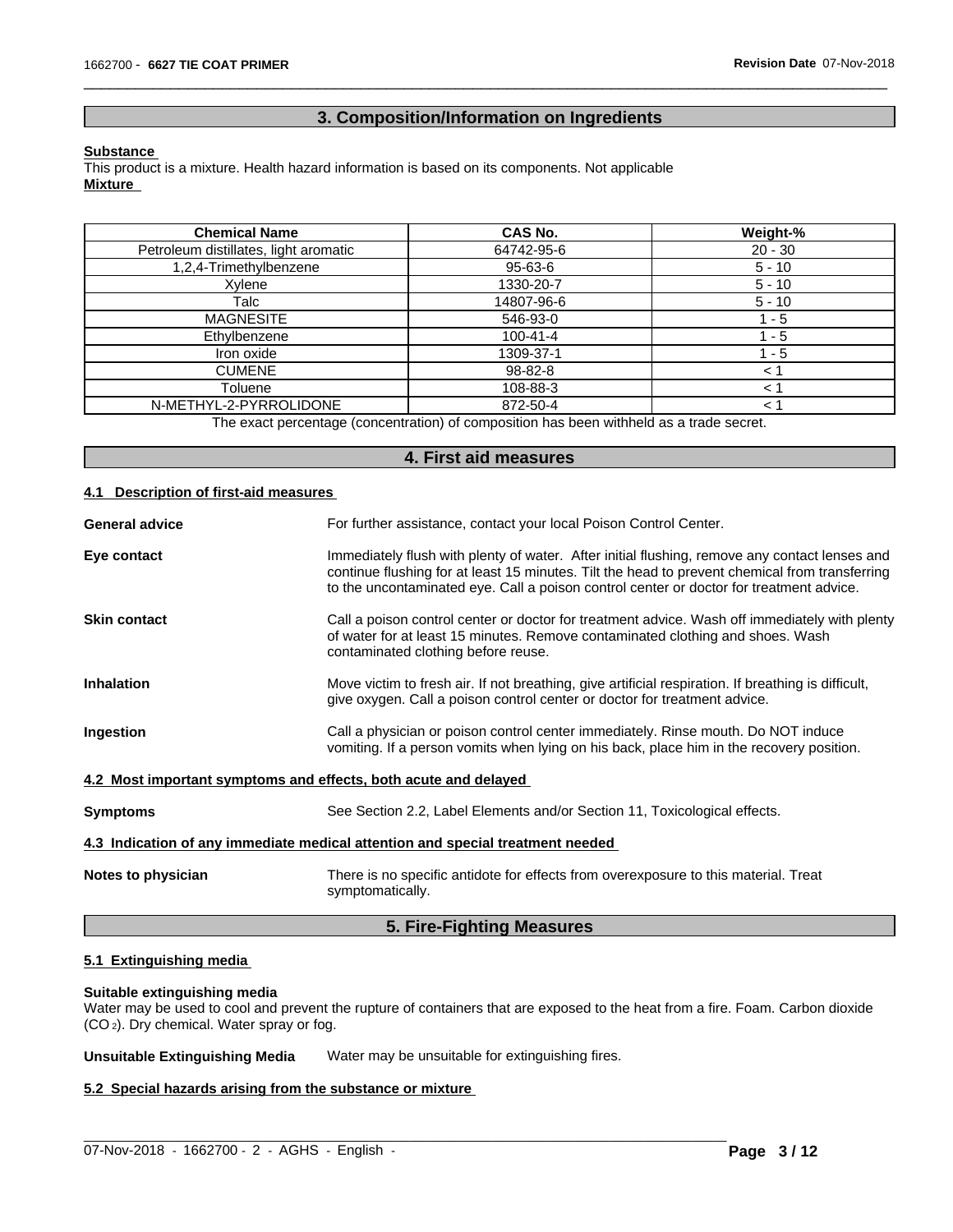## 3. Composition/Information on Ingredients

**Substance**
This product is a mixture. Health hazard information is based on its components. Not applicable
**Mixture**

| Chemical Name | CAS No. | Weight-% |
|---|---|---|
| Petroleum distillates, light aromatic | 64742-95-6 | 20 - 30 |
| 1,2,4-Trimethylbenzene | 95-63-6 | 5 - 10 |
| Xylene | 1330-20-7 | 5 - 10 |
| Talc | 14807-96-6 | 5 - 10 |
| MAGNESITE | 546-93-0 | 1 - 5 |
| Ethylbenzene | 100-41-4 | 1 - 5 |
| Iron oxide | 1309-37-1 | 1 - 5 |
| CUMENE | 98-82-8 | < 1 |
| Toluene | 108-88-3 | < 1 |
| N-METHYL-2-PYRROLIDONE | 872-50-4 | < 1 |

The exact percentage (concentration) of composition has been withheld as a trade secret.

## 4. First aid measures

### 4.1 Description of first-aid measures

**General advice** For further assistance, contact your local Poison Control Center.

**Eye contact** Immediately flush with plenty of water. After initial flushing, remove any contact lenses and continue flushing for at least 15 minutes. Tilt the head to prevent chemical from transferring to the uncontaminated eye. Call a poison control center or doctor for treatment advice.

**Skin contact** Call a poison control center or doctor for treatment advice. Wash off immediately with plenty of water for at least 15 minutes. Remove contaminated clothing and shoes. Wash contaminated clothing before reuse.

**Inhalation** Move victim to fresh air. If not breathing, give artificial respiration. If breathing is difficult, give oxygen. Call a poison control center or doctor for treatment advice.

**Ingestion** Call a physician or poison control center immediately. Rinse mouth. Do NOT induce vomiting. If a person vomits when lying on his back, place him in the recovery position.

### 4.2 Most important symptoms and effects, both acute and delayed

**Symptoms** See Section 2.2, Label Elements and/or Section 11, Toxicological effects.

### 4.3 Indication of any immediate medical attention and special treatment needed

**Notes to physician** There is no specific antidote for effects from overexposure to this material. Treat symptomatically.

## 5. Fire-Fighting Measures

### 5.1 Extinguishing media

**Suitable extinguishing media**
Water may be used to cool and prevent the rupture of containers that are exposed to the heat from a fire. Foam. Carbon dioxide ($CO_2$). Dry chemical. Water spray or fog.

**Unsuitable Extinguishing Media** Water may be unsuitable for extinguishing fires.

### 5.2 Special hazards arising from the substance or mixture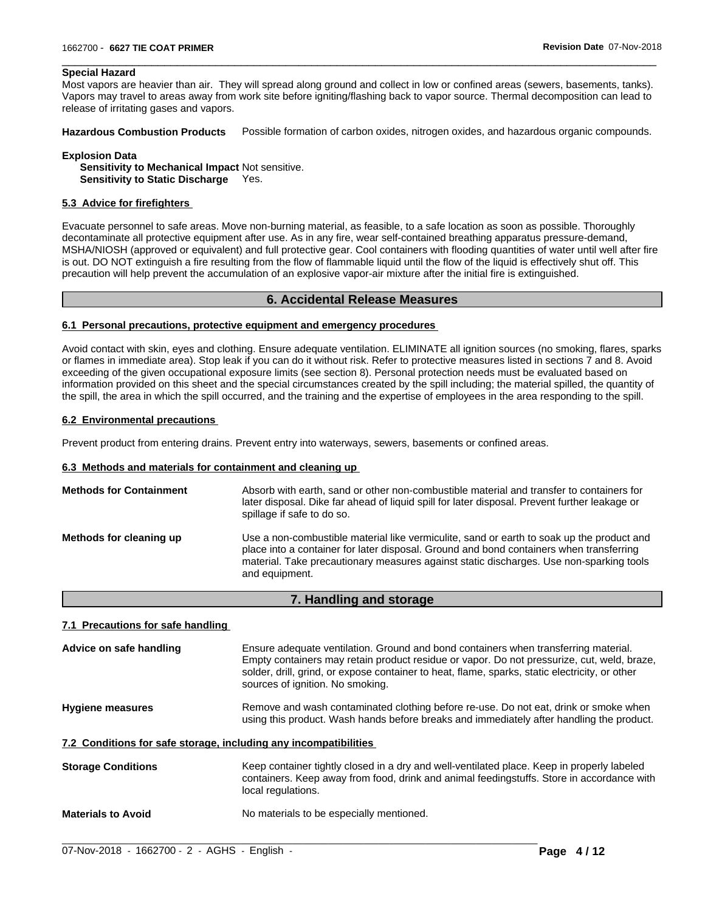**Special Hazard**

Most vapors are heavier than air. They will spread along ground and collect in low or confined areas (sewers, basements, tanks). Vapors may travel to areas away from work site before igniting/flashing back to vapor source. Thermal decomposition can lead to release of irritating gases and vapors.

**Hazardous Combustion Products** Possible formation of carbon oxides, nitrogen oxides, and hazardous organic compounds.

**Explosion Data**

**Sensitivity to Mechanical Impact** Not sensitive.
**Sensitivity to Static Discharge** Yes.

### 5.3 Advice for firefighters

Evacuate personnel to safe areas. Move non-burning material, as feasible, to a safe location as soon as possible. Thoroughly decontaminate all protective equipment after use. As in any fire, wear self-contained breathing apparatus pressure-demand, MSHA/NIOSH (approved or equivalent) and full protective gear. Cool containers with flooding quantities of water until well after fire is out. DO NOT extinguish a fire resulting from the flow of flammable liquid until the flow of the liquid is effectively shut off. This precaution will help prevent the accumulation of an explosive vapor-air mixture after the initial fire is extinguished.

## 6. Accidental Release Measures

### 6.1 Personal precautions, protective equipment and emergency procedures

Avoid contact with skin, eyes and clothing. Ensure adequate ventilation. ELIMINATE all ignition sources (no smoking, flares, sparks or flames in immediate area). Stop leak if you can do it without risk. Refer to protective measures listed in sections 7 and 8. Avoid exceeding of the given occupational exposure limits (see section 8). Personal protection needs must be evaluated based on information provided on this sheet and the special circumstances created by the spill including; the material spilled, the quantity of the spill, the area in which the spill occurred, and the training and the expertise of employees in the area responding to the spill.

### 6.2 Environmental precautions

Prevent product from entering drains. Prevent entry into waterways, sewers, basements or confined areas.

### 6.3 Methods and materials for containment and cleaning up

**Methods for Containment** Absorb with earth, sand or other non-combustible material and transfer to containers for later disposal. Dike far ahead of liquid spill for later disposal. Prevent further leakage or spillage if safe to do so.

**Methods for cleaning up** Use a non-combustible material like vermiculite, sand or earth to soak up the product and place into a container for later disposal. Ground and bond containers when transferring material. Take precautionary measures against static discharges. Use non-sparking tools and equipment.

## 7. Handling and storage

### 7.1 Precautions for safe handling

**Advice on safe handling** Ensure adequate ventilation. Ground and bond containers when transferring material. Empty containers may retain product residue or vapor. Do not pressurize, cut, weld, braze, solder, drill, grind, or expose container to heat, flame, sparks, static electricity, or other sources of ignition. No smoking.

**Hygiene measures** Remove and wash contaminated clothing before re-use. Do not eat, drink or smoke when using this product. Wash hands before breaks and immediately after handling the product.

### 7.2 Conditions for safe storage, including any incompatibilities

**Storage Conditions** Keep container tightly closed in a dry and well-ventilated place. Keep in properly labeled containers. Keep away from food, drink and animal feedingstuffs. Store in accordance with local regulations.

**Materials to Avoid** No materials to be especially mentioned.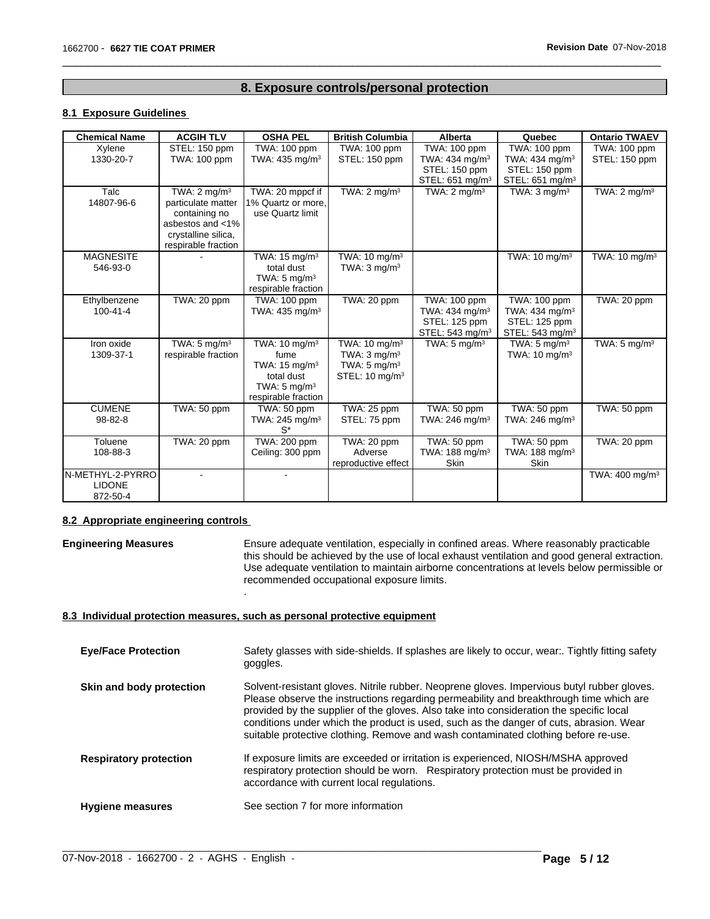## 8. Exposure controls/personal protection

### 8.1 Exposure Guidelines

| Chemical Name | ACGIH TLV | OSHA PEL | British Columbia | Alberta | Quebec | Ontario TWAEV |
|---|---|---|---|---|---|---|
| Xylene<br>1330-20-7 | STEL: 150 ppm<br>TWA: 100 ppm | TWA: 100 ppm<br>TWA: 435 mg/m³ | TWA: 100 ppm<br>STEL: 150 ppm | TWA: 100 ppm<br>TWA: 434 mg/m³<br>STEL: 150 ppm<br>STEL: 651 mg/m³ | TWA: 100 ppm<br>TWA: 434 mg/m³<br>STEL: 150 ppm<br>STEL: 651 mg/m³ | TWA: 100 ppm<br>STEL: 150 ppm |
| Talc<br>14807-96-6 | TWA: 2 mg/m³<br>particulate matter containing no asbestos and <1% crystalline silica, respirable fraction | TWA: 20 mppcf if 1% Quartz or more, use Quartz limit | TWA: 2 mg/m³ | TWA: 2 mg/m³ | TWA: 3 mg/m³ | TWA: 2 mg/m³ |
| MAGNESITE<br>546-93-0 | - | TWA: 15 mg/m³<br>total dust<br>TWA: 5 mg/m³<br>respirable fraction | TWA: 10 mg/m³<br>TWA: 3 mg/m³ | | TWA: 10 mg/m³ | TWA: 10 mg/m³ |
| Ethylbenzene<br>100-41-4 | TWA: 20 ppm | TWA: 100 ppm<br>TWA: 435 mg/m³ | TWA: 20 ppm | TWA: 100 ppm<br>TWA: 434 mg/m³<br>STEL: 125 ppm<br>STEL: 543 mg/m³ | TWA: 100 ppm<br>TWA: 434 mg/m³<br>STEL: 125 ppm<br>STEL: 543 mg/m³ | TWA: 20 ppm |
| Iron oxide<br>1309-37-1 | TWA: 5 mg/m³<br>respirable fraction | TWA: 10 mg/m³<br>fume<br>TWA: 15 mg/m³<br>total dust<br>TWA: 5 mg/m³<br>respirable fraction | TWA: 10 mg/m³<br>TWA: 3 mg/m³<br>TWA: 5 mg/m³<br>STEL: 10 mg/m³ | TWA: 5 mg/m³ | TWA: 5 mg/m³<br>TWA: 10 mg/m³ | TWA: 5 mg/m³ |
| CUMENE<br>98-82-8 | TWA: 50 ppm | TWA: 50 ppm<br>TWA: 245 mg/m³<br>S* | TWA: 25 ppm<br>STEL: 75 ppm | TWA: 50 ppm<br>TWA: 246 mg/m³ | TWA: 50 ppm<br>TWA: 246 mg/m³ | TWA: 50 ppm |
| Toluene<br>108-88-3 | TWA: 20 ppm | TWA: 200 ppm<br>Ceiling: 300 ppm | TWA: 20 ppm<br>Adverse reproductive effect | TWA: 50 ppm<br>TWA: 188 mg/m³<br>Skin | TWA: 50 ppm<br>TWA: 188 mg/m³<br>Skin | TWA: 20 ppm |
| N-METHYL-2-PYRROLIDONE<br>872-50-4 | - | - | | | | TWA: 400 mg/m³ |

### 8.2 Appropriate engineering controls

**Engineering Measures** Ensure adequate ventilation, especially in confined areas. Where reasonably practicable this should be achieved by the use of local exhaust ventilation and good general extraction. Use adequate ventilation to maintain airborne concentrations at levels below permissible or recommended occupational exposure limits.
.

### 8.3 Individual protection measures, such as personal protective equipment

**Eye/Face Protection** Safety glasses with side-shields. If splashes are likely to occur, wear:. Tightly fitting safety goggles.

**Skin and body protection** Solvent-resistant gloves. Nitrile rubber. Neoprene gloves. Impervious butyl rubber gloves. Please observe the instructions regarding permeability and breakthrough time which are provided by the supplier of the gloves. Also take into consideration the specific local conditions under which the product is used, such as the danger of cuts, abrasion. Wear suitable protective clothing. Remove and wash contaminated clothing before re-use.

**Respiratory protection** If exposure limits are exceeded or irritation is experienced, NIOSH/MSHA approved respiratory protection should be worn. Respiratory protection must be provided in accordance with current local regulations.

**Hygiene measures** See section 7 for more information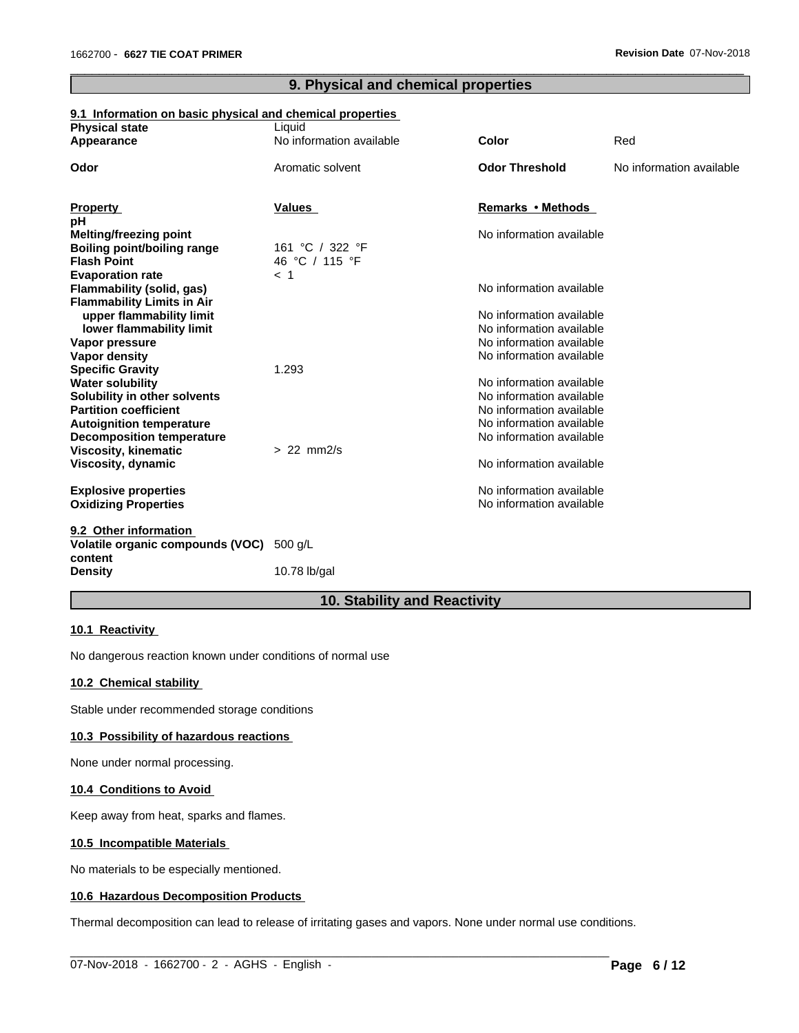## 9. Physical and chemical properties

### 9.1 Information on basic physical and chemical properties

| | | | |
|---|---|---|---|
| **Physical state** | Liquid | | |
| **Appearance** | No information available | **Color** | Red |
| **Odor** | Aromatic solvent | **Odor Threshold** | No information available |

| **Property** | **Values** | **Remarks • Methods** |
|---|---|---|
| **pH** | | |
| **Melting/freezing point** | | No information available |
| **Boiling point/boiling range** | 161 °C / 322 °F | |
| **Flash Point** | 46 °C / 115 °F | |
| **Evaporation rate** | < 1 | |
| **Flammability (solid, gas)** | | No information available |
| **Flammability Limits in Air** | | |
| **upper flammability limit** | | No information available |
| **lower flammability limit** | | No information available |
| **Vapor pressure** | | No information available |
| **Vapor density** | | No information available |
| **Specific Gravity** | 1.293 | |
| **Water solubility** | | No information available |
| **Solubility in other solvents** | | No information available |
| **Partition coefficient** | | No information available |
| **Autoignition temperature** | | No information available |
| **Decomposition temperature** | | No information available |
| **Viscosity, kinematic** | > 22 mm2/s | |
| **Viscosity, dynamic** | | No information available |
| **Explosive properties** | | No information available |
| **Oxidizing Properties** | | No information available |

### 9.2 Other information

| | |
|---|---|
| **Volatile organic compounds (VOC) content** | 500 g/L |
| **Density** | 10.78 lb/gal |

## 10. Stability and Reactivity

### 10.1 Reactivity

No dangerous reaction known under conditions of normal use

### 10.2 Chemical stability

Stable under recommended storage conditions

### 10.3 Possibility of hazardous reactions

None under normal processing.

### 10.4 Conditions to Avoid

Keep away from heat, sparks and flames.

### 10.5 Incompatible Materials

No materials to be especially mentioned.

### 10.6 Hazardous Decomposition Products

Thermal decomposition can lead to release of irritating gases and vapors. None under normal use conditions.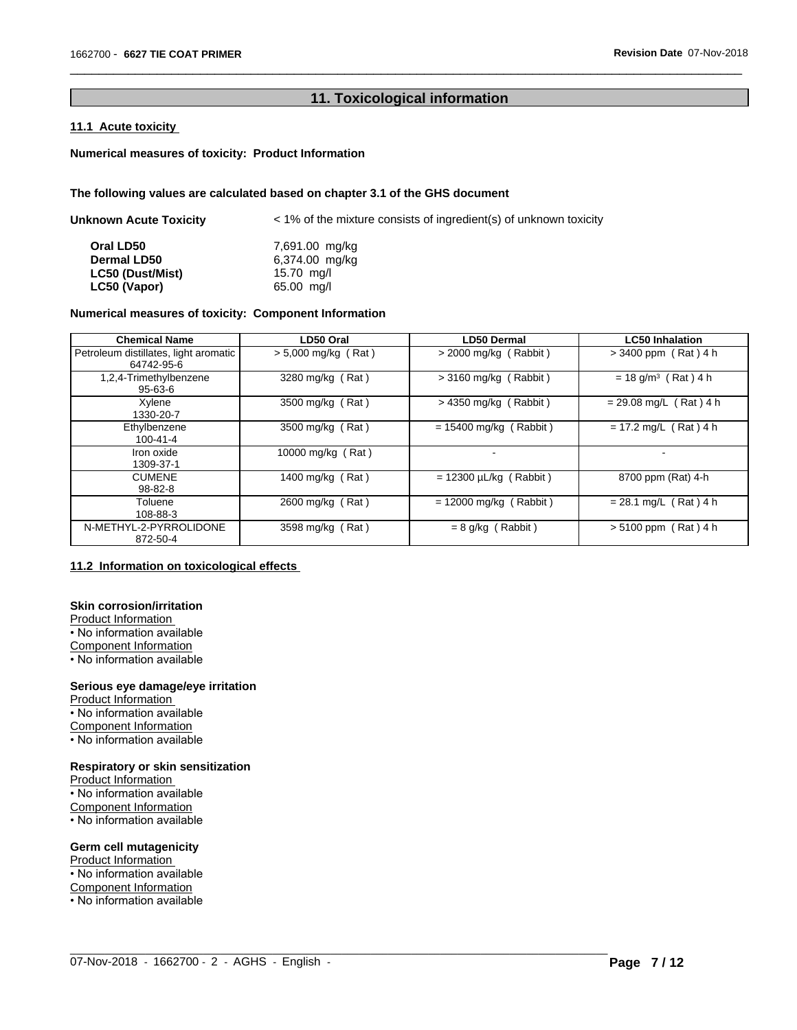## 11. Toxicological information

### 11.1 Acute toxicity

**Numerical measures of toxicity: Product Information**

**The following values are calculated based on chapter 3.1 of the GHS document**

**Unknown Acute Toxicity** < 1% of the mixture consists of ingredient(s) of unknown toxicity

| | |
|---|---|
| **Oral LD50** | 7,691.00 mg/kg |
| **Dermal LD50** | 6,374.00 mg/kg |
| **LC50 (Dust/Mist)** | 15.70 mg/l |
| **LC50 (Vapor)** | 65.00 mg/l |

**Numerical measures of toxicity: Component Information**

| Chemical Name | LD50 Oral | LD50 Dermal | LC50 Inhalation |
|---|---|---|---|
| Petroleum distillates, light aromatic 64742-95-6 | > 5,000 mg/kg ( Rat ) | > 2000 mg/kg ( Rabbit ) | > 3400 ppm ( Rat ) 4 h |
| 1,2,4-Trimethylbenzene 95-63-6 | 3280 mg/kg ( Rat ) | > 3160 mg/kg ( Rabbit ) | = 18 g/m³ ( Rat ) 4 h |
| Xylene 1330-20-7 | 3500 mg/kg ( Rat ) | > 4350 mg/kg ( Rabbit ) | = 29.08 mg/L ( Rat ) 4 h |
| Ethylbenzene 100-41-4 | 3500 mg/kg ( Rat ) | = 15400 mg/kg ( Rabbit ) | = 17.2 mg/L ( Rat ) 4 h |
| Iron oxide 1309-37-1 | 10000 mg/kg ( Rat ) | - | - |
| CUMENE 98-82-8 | 1400 mg/kg ( Rat ) | = 12300 µL/kg ( Rabbit ) | 8700 ppm (Rat) 4-h |
| Toluene 108-88-3 | 2600 mg/kg ( Rat ) | = 12000 mg/kg ( Rabbit ) | = 28.1 mg/L ( Rat ) 4 h |
| N-METHYL-2-PYRROLIDONE 872-50-4 | 3598 mg/kg ( Rat ) | = 8 g/kg ( Rabbit ) | > 5100 ppm ( Rat ) 4 h |

### 11.2 Information on toxicological effects

**Skin corrosion/irritation**

Product Information
- No information available

Component Information
- No information available

**Serious eye damage/eye irritation**

Product Information
- No information available

Component Information
- No information available

**Respiratory or skin sensitization**

Product Information
- No information available

Component Information
- No information available

**Germ cell mutagenicity**

Product Information
- No information available

Component Information
- No information available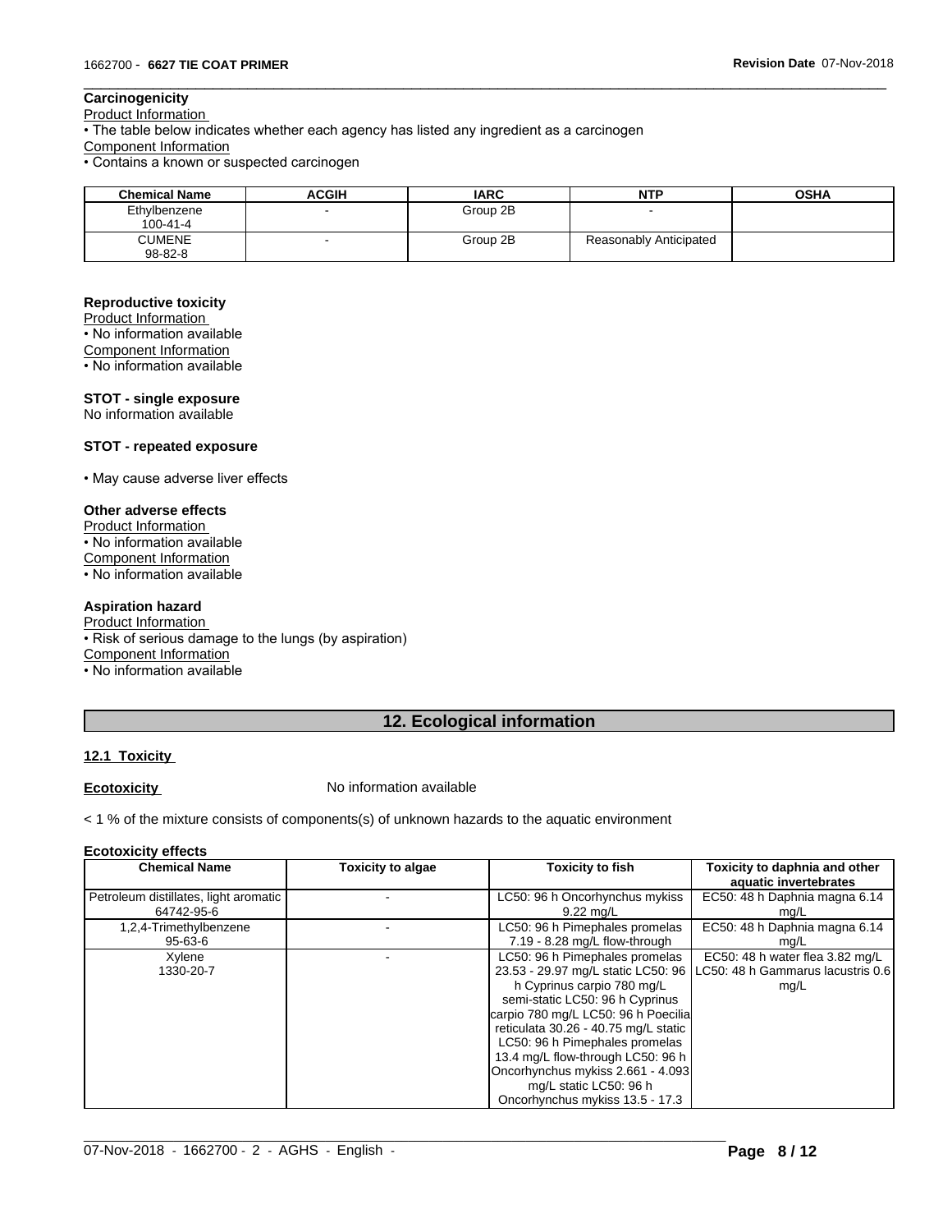**Carcinogenicity**

Product Information

• The table below indicates whether each agency has listed any ingredient as a carcinogen

Component Information

• Contains a known or suspected carcinogen

| Chemical Name | ACGIH | IARC | NTP | OSHA |
|---|---|---|---|---|
| Ethylbenzene 100-41-4 | - | Group 2B | - | |
| CUMENE 98-82-8 | - | Group 2B | Reasonably Anticipated | |

**Reproductive toxicity**

Product Information

• No information available

Component Information

• No information available

**STOT - single exposure**

No information available

**STOT - repeated exposure**

• May cause adverse liver effects

**Other adverse effects**

Product Information

• No information available

Component Information

• No information available

**Aspiration hazard**

Product Information

• Risk of serious damage to the lungs (by aspiration)

Component Information

• No information available

## 12. Ecological information

**12.1 Toxicity**

**Ecotoxicity** No information available

< 1 % of the mixture consists of components(s) of unknown hazards to the aquatic environment

**Ecotoxicity effects**

| Chemical Name | Toxicity to algae | Toxicity to fish | Toxicity to daphnia and other aquatic invertebrates |
|---|---|---|---|
| Petroleum distillates, light aromatic 64742-95-6 | - | LC50: 96 h Oncorhynchus mykiss 9.22 mg/L | EC50: 48 h Daphnia magna 6.14 mg/L |
| 1,2,4-Trimethylbenzene 95-63-6 | - | LC50: 96 h Pimephales promelas 7.19 - 8.28 mg/L flow-through | EC50: 48 h Daphnia magna 6.14 mg/L |
| Xylene 1330-20-7 | - | LC50: 96 h Pimephales promelas 23.53 - 29.97 mg/L static LC50: 96 h Cyprinus carpio 780 mg/L semi-static LC50: 96 h Cyprinus carpio 780 mg/L LC50: 96 h Poecilia reticulata 30.26 - 40.75 mg/L static LC50: 96 h Pimephales promelas 13.4 mg/L flow-through LC50: 96 h Oncorhynchus mykiss 2.661 - 4.093 mg/L static LC50: 96 h Oncorhynchus mykiss 13.5 - 17.3 | EC50: 48 h water flea 3.82 mg/L LC50: 48 h Gammarus lacustris 0.6 mg/L |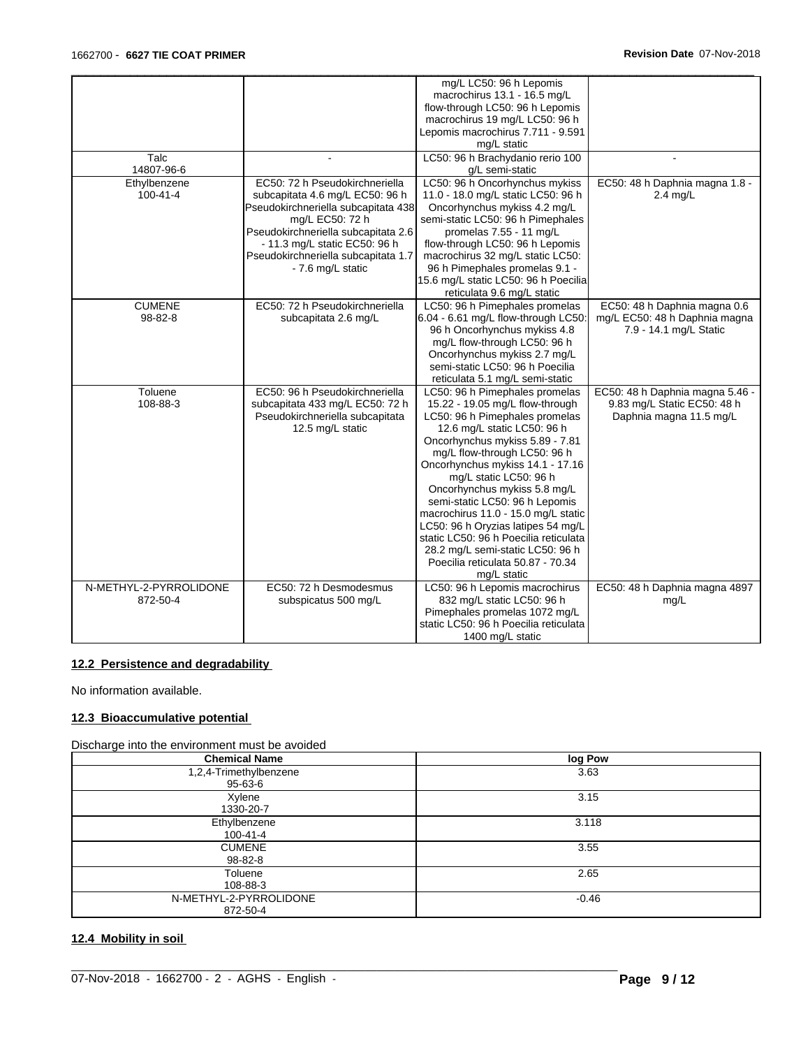| | | | |
|---|---|---|---|
| | | mg/L LC50: 96 h Lepomis macrochirus 13.1 - 16.5 mg/L flow-through LC50: 96 h Lepomis macrochirus 19 mg/L LC50: 96 h Lepomis macrochirus 7.711 - 9.591 mg/L static | |
| Talc<br>14807-96-6 | - | LC50: 96 h Brachydanio rerio 100 g/L semi-static | - |
| Ethylbenzene<br>100-41-4 | EC50: 72 h Pseudokirchneriella subcapitata 4.6 mg/L EC50: 96 h Pseudokirchneriella subcapitata 438 mg/L EC50: 72 h Pseudokirchneriella subcapitata 2.6 - 11.3 mg/L static EC50: 96 h Pseudokirchneriella subcapitata 1.7 - 7.6 mg/L static | LC50: 96 h Oncorhynchus mykiss 11.0 - 18.0 mg/L static LC50: 96 h Oncorhynchus mykiss 4.2 mg/L semi-static LC50: 96 h Pimephales promelas 7.55 - 11 mg/L flow-through LC50: 96 h Lepomis macrochirus 32 mg/L static LC50: 96 h Pimephales promelas 9.1 - 15.6 mg/L static LC50: 96 h Poecilia reticulata 9.6 mg/L static | EC50: 48 h Daphnia magna 1.8 - 2.4 mg/L |
| CUMENE<br>98-82-8 | EC50: 72 h Pseudokirchneriella subcapitata 2.6 mg/L | LC50: 96 h Pimephales promelas 6.04 - 6.61 mg/L flow-through LC50: 96 h Oncorhynchus mykiss 4.8 mg/L flow-through LC50: 96 h Oncorhynchus mykiss 2.7 mg/L semi-static LC50: 96 h Poecilia reticulata 5.1 mg/L semi-static | EC50: 48 h Daphnia magna 0.6 mg/L EC50: 48 h Daphnia magna 7.9 - 14.1 mg/L Static |
| Toluene<br>108-88-3 | EC50: 96 h Pseudokirchneriella subcapitata 433 mg/L EC50: 72 h Pseudokirchneriella subcapitata 12.5 mg/L static | LC50: 96 h Pimephales promelas 15.22 - 19.05 mg/L flow-through LC50: 96 h Pimephales promelas 12.6 mg/L static LC50: 96 h Oncorhynchus mykiss 5.89 - 7.81 mg/L flow-through LC50: 96 h Oncorhynchus mykiss 14.1 - 17.16 mg/L static LC50: 96 h Oncorhynchus mykiss 5.8 mg/L semi-static LC50: 96 h Lepomis macrochirus 11.0 - 15.0 mg/L static LC50: 96 h Oryzias latipes 54 mg/L static LC50: 96 h Poecilia reticulata 28.2 mg/L semi-static LC50: 96 h Poecilia reticulata 50.87 - 70.34 mg/L static | EC50: 48 h Daphnia magna 5.46 - 9.83 mg/L Static EC50: 48 h Daphnia magna 11.5 mg/L |
| N-METHYL-2-PYRROLIDONE<br>872-50-4 | EC50: 72 h Desmodesmus subspicatus 500 mg/L | LC50: 96 h Lepomis macrochirus 832 mg/L static LC50: 96 h Pimephales promelas 1072 mg/L static LC50: 96 h Poecilia reticulata 1400 mg/L static | EC50: 48 h Daphnia magna 4897 mg/L |

## 12.2 Persistence and degradability

No information available.

## 12.3 Bioaccumulative potential

Discharge into the environment must be avoided

| Chemical Name | log Pow |
|---|---|
| 1,2,4-Trimethylbenzene<br>95-63-6 | 3.63 |
| Xylene<br>1330-20-7 | 3.15 |
| Ethylbenzene<br>100-41-4 | 3.118 |
| CUMENE<br>98-82-8 | 3.55 |
| Toluene<br>108-88-3 | 2.65 |
| N-METHYL-2-PYRROLIDONE<br>872-50-4 | -0.46 |

## 12.4 Mobility in soil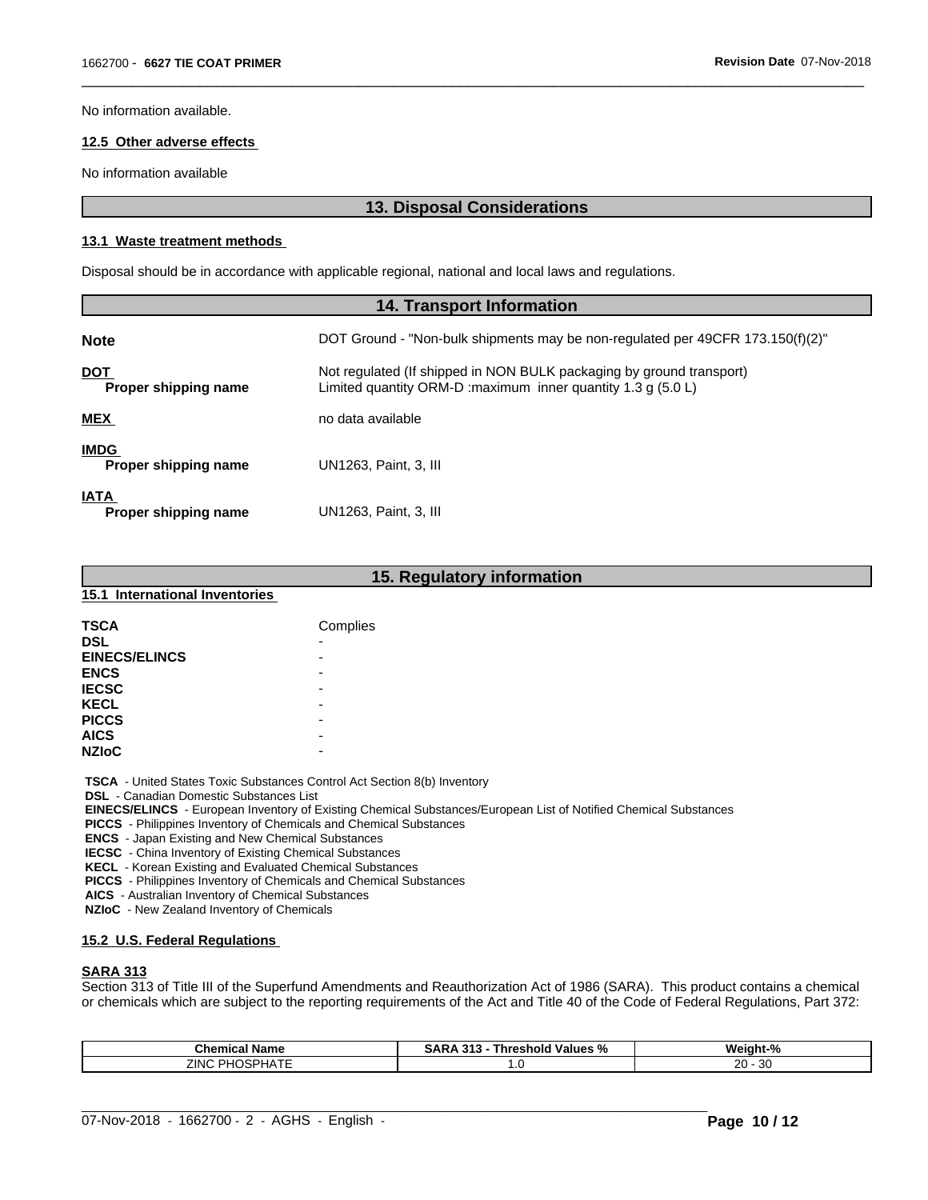No information available.

### 12.5 Other adverse effects

No information available

## 13. Disposal Considerations

### 13.1 Waste treatment methods

Disposal should be in accordance with applicable regional, national and local laws and regulations.

## 14. Transport Information

**Note** DOT Ground - "Non-bulk shipments may be non-regulated per 49CFR 173.150(f)(2)"

**DOT**
**Proper shipping name** Not regulated (If shipped in NON BULK packaging by ground transport)
Limited quantity ORM-D :maximum inner quantity 1.3 g (5.0 L)

**MEX** no data available

**IMDG**
**Proper shipping name** UN1263, Paint, 3, III

**IATA**
**Proper shipping name** UN1263, Paint, 3, III

## 15. Regulatory information

### 15.1 International Inventories

| | |
|---|---|
| **TSCA** | Complies |
| **DSL** | - |
| **EINECS/ELINCS** | - |
| **ENCS** | - |
| **IECSC** | - |
| **KECL** | - |
| **PICCS** | - |
| **AICS** | - |
| **NZIoC** | - |

**TSCA** - United States Toxic Substances Control Act Section 8(b) Inventory
**DSL** - Canadian Domestic Substances List
**EINECS/ELINCS** - European Inventory of Existing Chemical Substances/European List of Notified Chemical Substances
**PICCS** - Philippines Inventory of Chemicals and Chemical Substances
**ENCS** - Japan Existing and New Chemical Substances
**IECSC** - China Inventory of Existing Chemical Substances
**KECL** - Korean Existing and Evaluated Chemical Substances
**PICCS** - Philippines Inventory of Chemicals and Chemical Substances
**AICS** - Australian Inventory of Chemical Substances
**NZIoC** - New Zealand Inventory of Chemicals

### 15.2 U.S. Federal Regulations

**SARA 313**
Section 313 of Title III of the Superfund Amendments and Reauthorization Act of 1986 (SARA). This product contains a chemical or chemicals which are subject to the reporting requirements of the Act and Title 40 of the Code of Federal Regulations, Part 372:

| Chemical Name | SARA 313 - Threshold Values % | Weight-% |
|---|---|---|
| ZINC PHOSPHATE | 1.0 | 20 - 30 |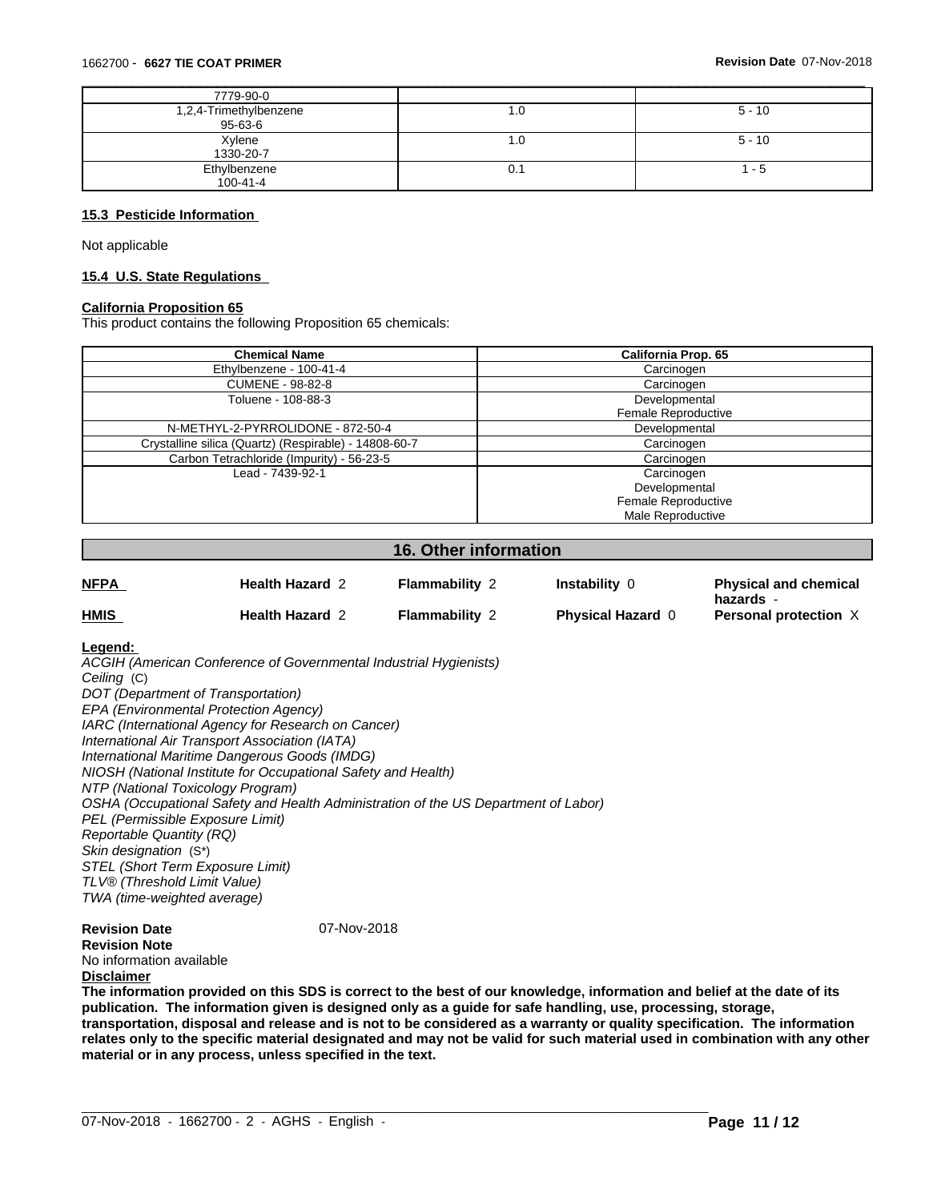| 7779-90-0 | | |
|---|---|---|
| 1,2,4-Trimethylbenzene 95-63-6 | 1.0 | 5 - 10 |
| Xylene 1330-20-7 | 1.0 | 5 - 10 |
| Ethylbenzene 100-41-4 | 0.1 | 1 - 5 |

### 15.3 Pesticide Information

Not applicable

### 15.4 U.S. State Regulations

**California Proposition 65**

This product contains the following Proposition 65 chemicals:

| Chemical Name | California Prop. 65 |
|---|---|
| Ethylbenzene - 100-41-4 | Carcinogen |
| CUMENE - 98-82-8 | Carcinogen |
| Toluene - 108-88-3 | Developmental<br>Female Reproductive |
| N-METHYL-2-PYRROLIDONE - 872-50-4 | Developmental |
| Crystalline silica (Quartz) (Respirable) - 14808-60-7 | Carcinogen |
| Carbon Tetrachloride (Impurity) - 56-23-5 | Carcinogen |
| Lead - 7439-92-1 | Carcinogen<br>Developmental<br>Female Reproductive<br>Male Reproductive |

## 16. Other information

| | | | | |
|---|---|---|---|---|
| **NFPA** | **Health Hazard** 2 | **Flammability** 2 | **Instability** 0 | **Physical and chemical hazards** - |
| **HMIS** | **Health Hazard** 2 | **Flammability** 2 | **Physical Hazard** 0 | **Personal protection** X |

**Legend:**

*ACGIH (American Conference of Governmental Industrial Hygienists)*
*Ceiling* (C)
*DOT (Department of Transportation)*
*EPA (Environmental Protection Agency)*
*IARC (International Agency for Research on Cancer)*
*International Air Transport Association (IATA)*
*International Maritime Dangerous Goods (IMDG)*
*NIOSH (National Institute for Occupational Safety and Health)*
*NTP (National Toxicology Program)*
*OSHA (Occupational Safety and Health Administration of the US Department of Labor)*
*PEL (Permissible Exposure Limit)*
*Reportable Quantity (RQ)*
*Skin designation* (S*)
*STEL (Short Term Exposure Limit)*
*TLV® (Threshold Limit Value)*
*TWA (time-weighted average)*

**Revision Date** 07-Nov-2018

**Revision Note**

No information available

**Disclaimer**

**The information provided on this SDS is correct to the best of our knowledge, information and belief at the date of its publication. The information given is designed only as a guide for safe handling, use, processing, storage, transportation, disposal and release and is not to be considered as a warranty or quality specification. The information relates only to the specific material designated and may not be valid for such material used in combination with any other material or in any process, unless specified in the text.**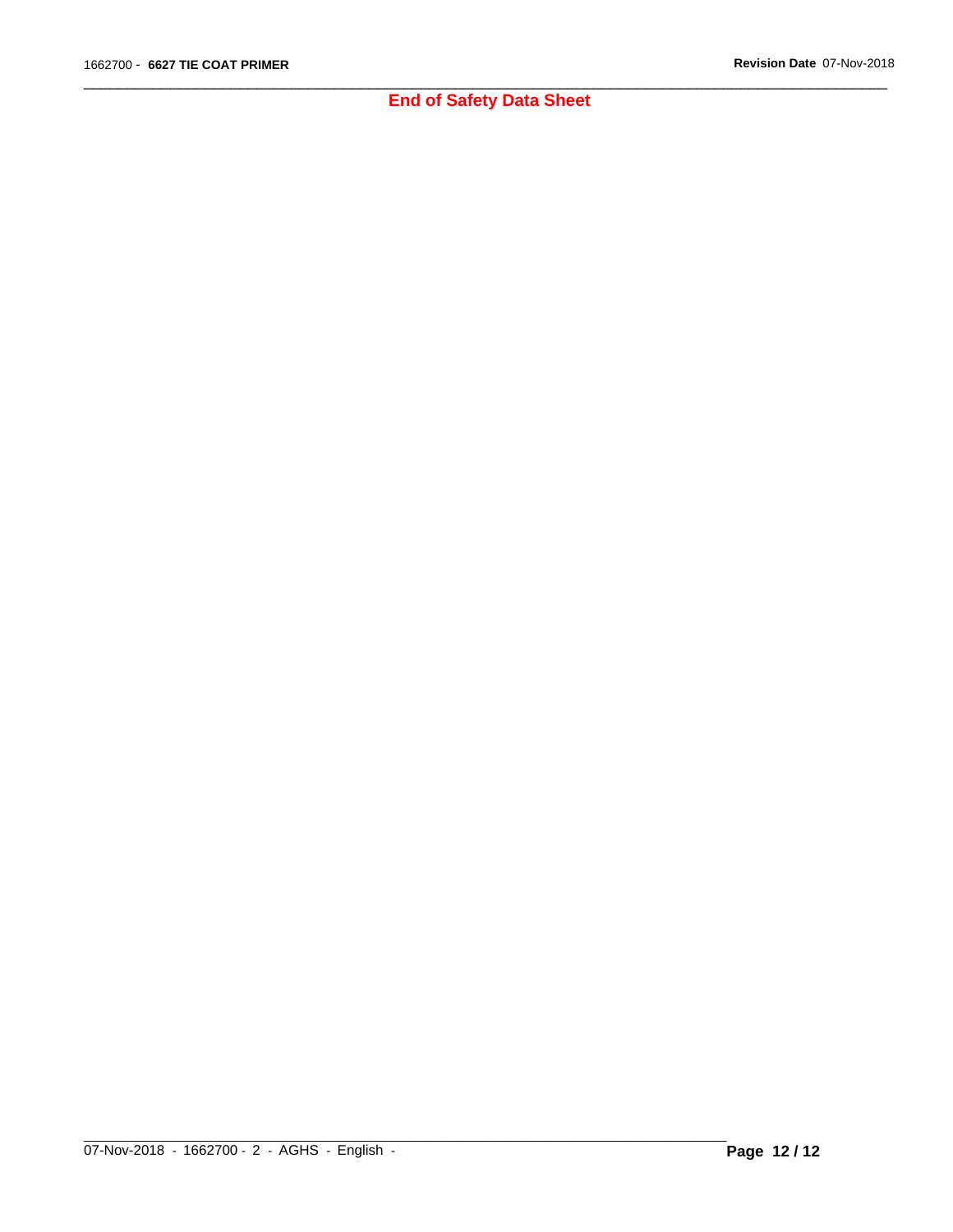**End of Safety Data Sheet**